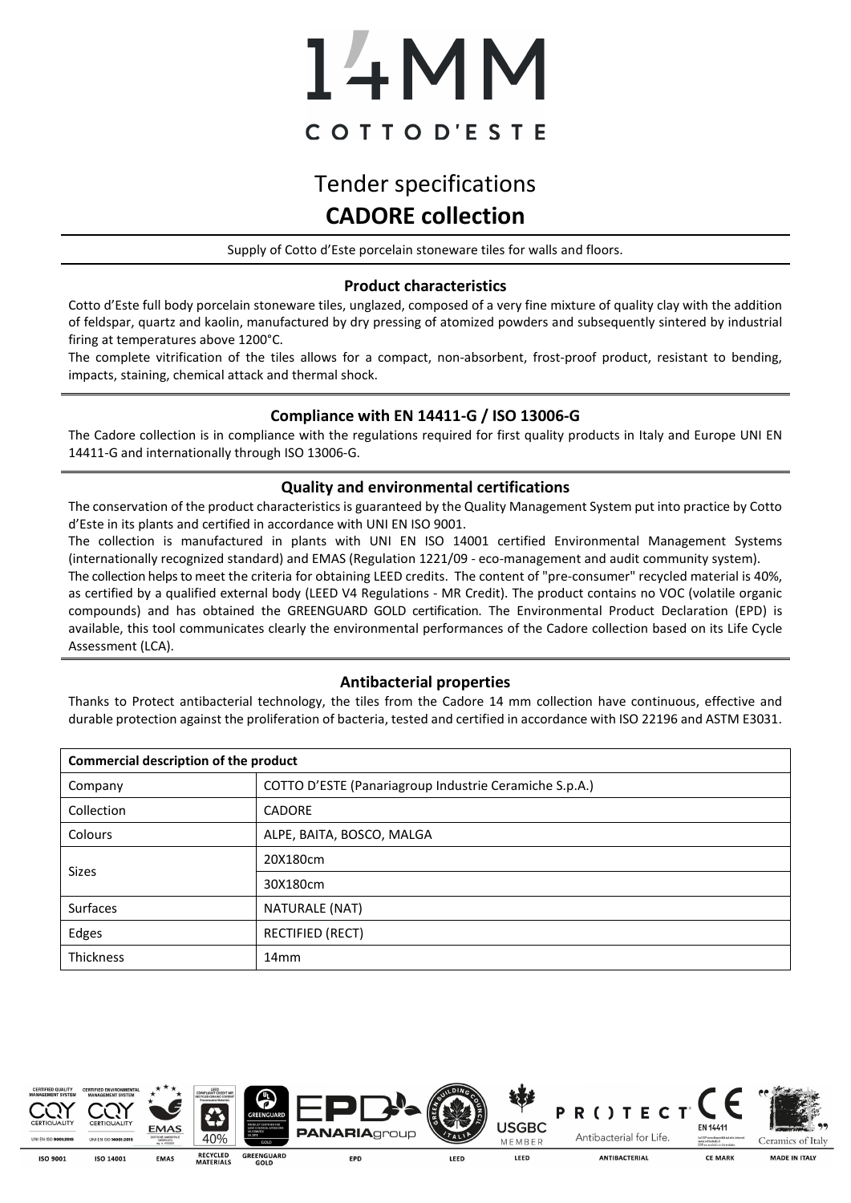# 14MM

COTTO D'ESTE

## Tender specifications
## **CADORE collection**

Supply of Cotto d'Este porcelain stoneware tiles for walls and floors.

### Product characteristics

Cotto d'Este full body porcelain stoneware tiles, unglazed, composed of a very fine mixture of quality clay with the addition of feldspar, quartz and kaolin, manufactured by dry pressing of atomized powders and subsequently sintered by industrial firing at temperatures above 1200°C.

The complete vitrification of the tiles allows for a compact, non-absorbent, frost-proof product, resistant to bending, impacts, staining, chemical attack and thermal shock.

### Compliance with EN 14411-G / ISO 13006-G

The Cadore collection is in compliance with the regulations required for first quality products in Italy and Europe UNI EN 14411-G and internationally through ISO 13006-G.

### Quality and environmental certifications

The conservation of the product characteristics is guaranteed by the Quality Management System put into practice by Cotto d'Este in its plants and certified in accordance with UNI EN ISO 9001.

The collection is manufactured in plants with UNI EN ISO 14001 certified Environmental Management Systems (internationally recognized standard) and EMAS (Regulation 1221/09 - eco-management and audit community system).

The collection helps to meet the criteria for obtaining LEED credits. The content of "pre-consumer" recycled material is 40%, as certified by a qualified external body (LEED V4 Regulations - MR Credit). The product contains no VOC (volatile organic compounds) and has obtained the GREENGUARD GOLD certification. The Environmental Product Declaration (EPD) is available, this tool communicates clearly the environmental performances of the Cadore collection based on its Life Cycle Assessment (LCA).

### Antibacterial properties

Thanks to Protect antibacterial technology, the tiles from the Cadore 14 mm collection have continuous, effective and durable protection against the proliferation of bacteria, tested and certified in accordance with ISO 22196 and ASTM E3031.

| **Commercial description of the product** | |
|---|---|
| Company | COTTO D'ESTE (Panariagroup Industrie Ceramiche S.p.A.) |
| Collection | CADORE |
| Colours | ALPE, BAITA, BOSCO, MALGA |
| Sizes | 20X180cm |
| | 30X180cm |
| Surfaces | NATURALE (NAT) |
| Edges | RECTIFIED (RECT) |
| Thickness | 14mm |

ISO 9001 | ISO 14001 | EMAS | RECYCLED MATERIALS | GREENGUARD GOLD | EPD | LEED | LEED | ANTIBACTERIAL | CE MARK | MADE IN ITALY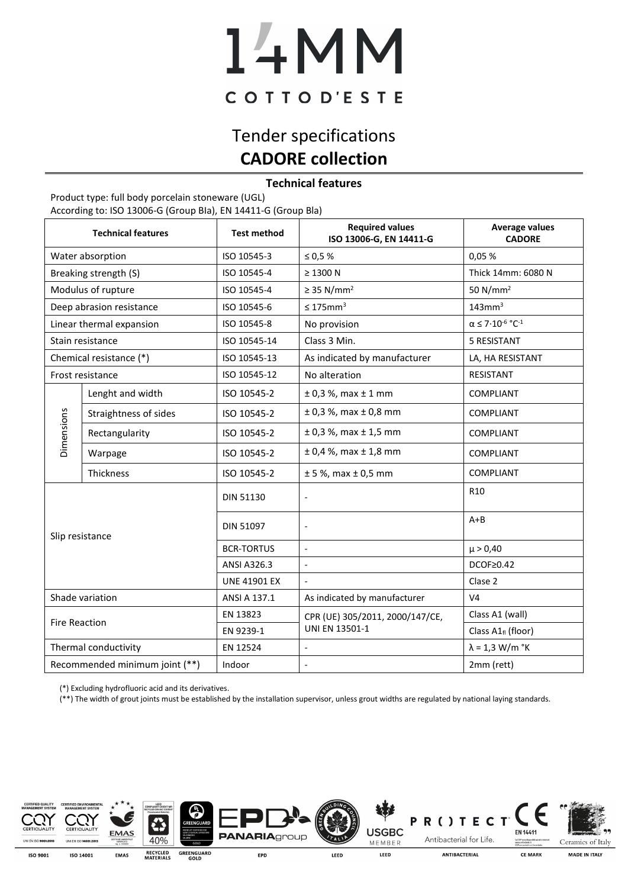# 14MM

COTTO D'ESTE

## Tender specifications

## **CADORE collection**

### **Technical features**

Product type: full body porcelain stoneware (UGL)
According to: ISO 13006-G (Group BIa), EN 14411-G (Group Bla)

| Technical features | | Test method | Required values ISO 13006-G, EN 14411-G | Average values CADORE |
|---|---|---|---|---|
| Water absorption | | ISO 10545-3 | ≤ 0,5 % | 0,05 % |
| Breaking strength (S) | | ISO 10545-4 | ≥ 1300 N | Thick 14mm: 6080 N |
| Modulus of rupture | | ISO 10545-4 | ≥ 35 N/mm² | 50 N/mm² |
| Deep abrasion resistance | | ISO 10545-6 | ≤ 175mm³ | 143mm³ |
| Linear thermal expansion | | ISO 10545-8 | No provision | $\alpha \leq 7 \cdot 10^{-6}$ °C$^{-1}$ |
| Stain resistance | | ISO 10545-14 | Class 3 Min. | 5 RESISTANT |
| Chemical resistance (*) | | ISO 10545-13 | As indicated by manufacturer | LA, HA RESISTANT |
| Frost resistance | | ISO 10545-12 | No alteration | RESISTANT |
| Dimensions | Lenght and width | ISO 10545-2 | ± 0,3 %, max ± 1 mm | COMPLIANT |
| | Straightness of sides | ISO 10545-2 | ± 0,3 %, max ± 0,8 mm | COMPLIANT |
| | Rectangularity | ISO 10545-2 | ± 0,3 %, max ± 1,5 mm | COMPLIANT |
| | Warpage | ISO 10545-2 | ± 0,4 %, max ± 1,8 mm | COMPLIANT |
| | Thickness | ISO 10545-2 | ± 5 %, max ± 0,5 mm | COMPLIANT |
| Slip resistance | | DIN 51130 | - | R10 |
| | | DIN 51097 | - | A+B |
| | | BCR-TORTUS | - | μ > 0,40 |
| | | ANSI A326.3 | - | DCOF≥0.42 |
| | | UNE 41901 EX | - | Clase 2 |
| Shade variation | | ANSI A 137.1 | As indicated by manufacturer | V4 |
| Fire Reaction | | EN 13823 | CPR (UE) 305/2011, 2000/147/CE, UNI EN 13501-1 | Class A1 (wall) |
| | | EN 9239-1 | | Class $A1_{fl}$ (floor) |
| Thermal conductivity | | EN 12524 | - | λ = 1,3 W/m °K |
| Recommended minimum joint (**) | | Indoor | - | 2mm (rett) |

(*) Excluding hydrofluoric acid and its derivatives.
(**) The width of grout joints must be established by the installation supervisor, unless grout widths are regulated by national laying standards.

ISO 9001 | ISO 14001 | EMAS | RECYCLED MATERIALS | GREENGUARD GOLD | EPD | LEED | LEED | ANTIBACTERIAL | CE MARK | MADE IN ITALY